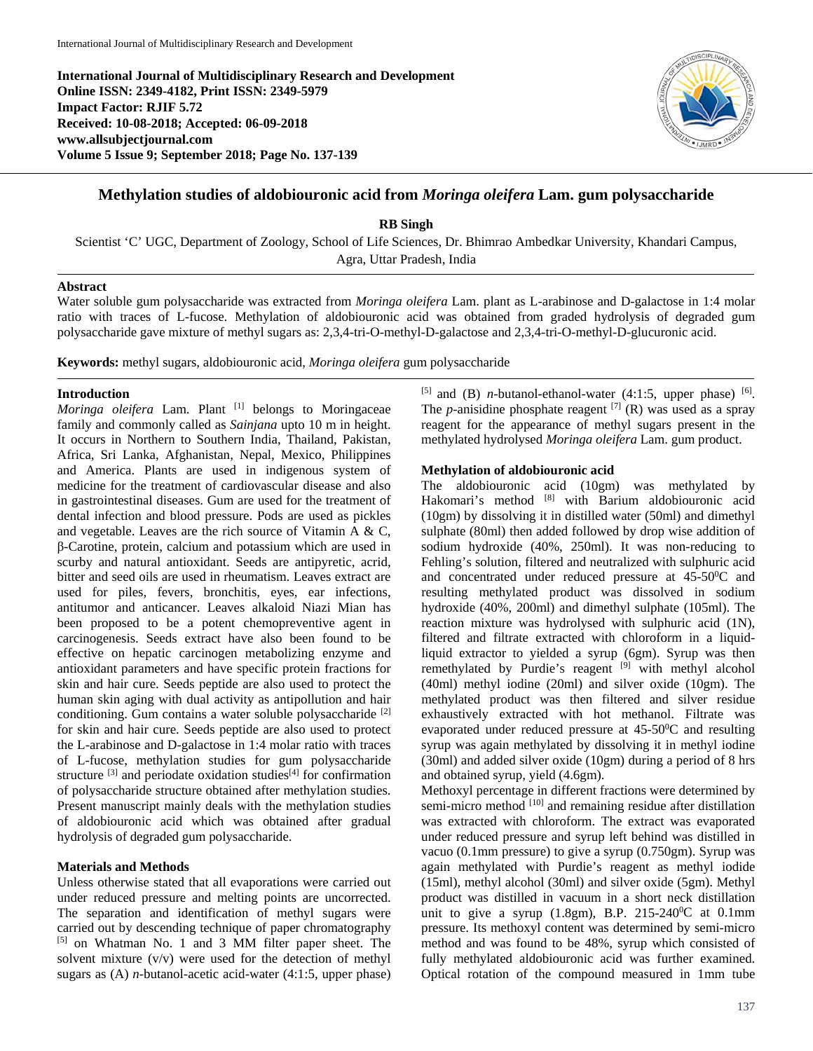International Journal of Multidisciplinary Research and Development

**International Journal of Multidisciplinary Research and Development**
**Online ISSN: 2349-4182, Print ISSN: 2349-5979**
**Impact Factor: RJIF 5.72**
**Received: 10-08-2018; Accepted: 06-09-2018**
**www.allsubjectjournal.com**
**Volume 5 Issue 9; September 2018; Page No. 137-139**

# Methylation studies of aldobiouronic acid from *Moringa oleifera* Lam. gum polysaccharide

**RB Singh**

Scientist 'C' UGC, Department of Zoology, School of Life Sciences, Dr. Bhimrao Ambedkar University, Khandari Campus, Agra, Uttar Pradesh, India

## Abstract

Water soluble gum polysaccharide was extracted from *Moringa oleifera* Lam. plant as L-arabinose and D-galactose in 1:4 molar ratio with traces of L-fucose. Methylation of aldobiouronic acid was obtained from graded hydrolysis of degraded gum polysaccharide gave mixture of methyl sugars as: 2,3,4-tri-O-methyl-D-galactose and 2,3,4-tri-O-methyl-D-glucuronic acid.

**Keywords:** methyl sugars, aldobiouronic acid, *Moringa oleifera* gum polysaccharide

## Introduction

*Moringa oleifera* Lam. Plant [1] belongs to Moringaceae family and commonly called as *Sainjana* upto 10 m in height. It occurs in Northern to Southern India, Thailand, Pakistan, Africa, Sri Lanka, Afghanistan, Nepal, Mexico, Philippines and America. Plants are used in indigenous system of medicine for the treatment of cardiovascular disease and also in gastrointestinal diseases. Gum are used for the treatment of dental infection and blood pressure. Pods are used as pickles and vegetable. Leaves are the rich source of Vitamin A & C, β-Carotine, protein, calcium and potassium which are used in scurby and natural antioxidant. Seeds are antipyretic, acrid, bitter and seed oils are used in rheumatism. Leaves extract are used for piles, fevers, bronchitis, eyes, ear infections, antitumor and anticancer. Leaves alkaloid Niazi Mian has been proposed to be a potent chemopreventive agent in carcinogenesis. Seeds extract have also been found to be effective on hepatic carcinogen metabolizing enzyme and antioxidant parameters and have specific protein fractions for skin and hair cure. Seeds peptide are also used to protect the human skin aging with dual activity as antipollution and hair conditioning. Gum contains a water soluble polysaccharide [2] for skin and hair cure. Seeds peptide are also used to protect the L-arabinose and D-galactose in 1:4 molar ratio with traces of L-fucose, methylation studies for gum polysaccharide structure [3] and periodate oxidation studies[4] for confirmation of polysaccharide structure obtained after methylation studies. Present manuscript mainly deals with the methylation studies of aldobiouronic acid which was obtained after gradual hydrolysis of degraded gum polysaccharide.

## Materials and Methods

Unless otherwise stated that all evaporations were carried out under reduced pressure and melting points are uncorrected. The separation and identification of methyl sugars were carried out by descending technique of paper chromatography [5] on Whatman No. 1 and 3 MM filter paper sheet. The solvent mixture (v/v) were used for the detection of methyl sugars as (A) *n*-butanol-acetic acid-water (4:1:5, upper phase) [5] and (B) *n*-butanol-ethanol-water (4:1:5, upper phase) [6]. The *p*-anisidine phosphate reagent [7] (R) was used as a spray reagent for the appearance of methyl sugars present in the methylated hydrolysed *Moringa oleifera* Lam. gum product.

### Methylation of aldobiouronic acid

The aldobiouronic acid (10gm) was methylated by Hakomari's method [8] with Barium aldobiouronic acid (10gm) by dissolving it in distilled water (50ml) and dimethyl sulphate (80ml) then added followed by drop wise addition of sodium hydroxide (40%, 250ml). It was non-reducing to Fehling's solution, filtered and neutralized with sulphuric acid and concentrated under reduced pressure at 45-50$^0$C and resulting methylated product was dissolved in sodium hydroxide (40%, 200ml) and dimethyl sulphate (105ml). The reaction mixture was hydrolysed with sulphuric acid (1N), filtered and filtrate extracted with chloroform in a liquid-liquid extractor to yielded a syrup (6gm). Syrup was then remethylated by Purdie's reagent [9] with methyl alcohol (40ml) methyl iodine (20ml) and silver oxide (10gm). The methylated product was then filtered and silver residue exhaustively extracted with hot methanol. Filtrate was evaporated under reduced pressure at 45-50$^0$C and resulting syrup was again methylated by dissolving it in methyl iodine (30ml) and added silver oxide (10gm) during a period of 8 hrs and obtained syrup, yield (4.6gm).

Methoxyl percentage in different fractions were determined by semi-micro method [10] and remaining residue after distillation was extracted with chloroform. The extract was evaporated under reduced pressure and syrup left behind was distilled in vacuo (0.1mm pressure) to give a syrup (0.750gm). Syrup was again methylated with Purdie's reagent as methyl iodide (15ml), methyl alcohol (30ml) and silver oxide (5gm). Methyl product was distilled in vacuum in a short neck distillation unit to give a syrup (1.8gm), B.P. 215-240$^0$C at 0.1mm pressure. Its methoxyl content was determined by semi-micro method and was found to be 48%, syrup which consisted of fully methylated aldobiouronic acid was further examined. Optical rotation of the compound measured in 1mm tube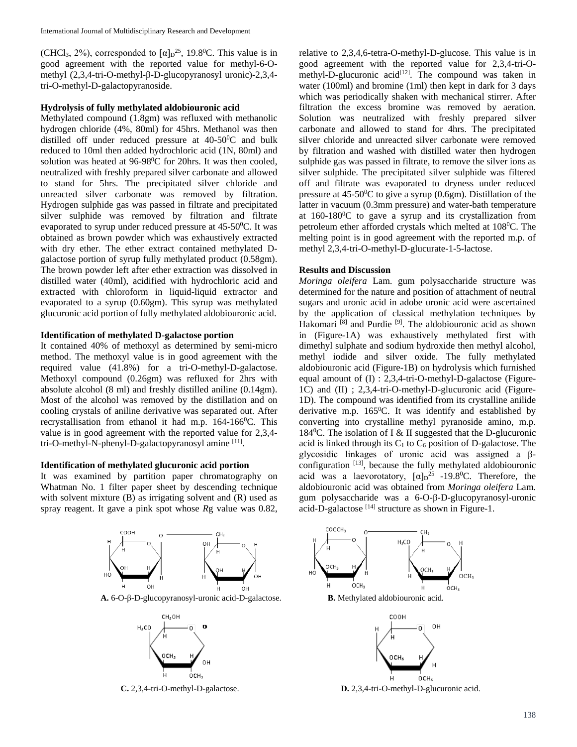(CHCl$_3$, 2%), corresponded to $[\alpha]_D^{25}$, 19.8$^0$C. This value is in good agreement with the reported value for methyl-6-O-methyl (2,3,4-tri-O-methyl-β-D-glucopyranosyl uronic)-2,3,4-tri-O-methyl-D-galactopyranoside.

**Hydrolysis of fully methylated aldobiouronic acid**

Methylated compound (1.8gm) was refluxed with methanolic hydrogen chloride (4%, 80ml) for 45hrs. Methanol was then distilled off under reduced pressure at 40-50$^0$C and bulk reduced to 10ml then added hydrochloric acid (1N, 80ml) and solution was heated at 96-98$^0$C for 20hrs. It was then cooled, neutralized with freshly prepared silver carbonate and allowed to stand for 5hrs. The precipitated silver chloride and unreacted silver carbonate was removed by filtration. Hydrogen sulphide gas was passed in filtrate and precipitated silver sulphide was removed by filtration and filtrate evaporated to syrup under reduced pressure at 45-50$^0$C. It was obtained as brown powder which was exhaustively extracted with dry ether. The ether extract contained methylated D-galactose portion of syrup fully methylated product (0.58gm). The brown powder left after ether extraction was dissolved in distilled water (40ml), acidified with hydrochloric acid and extracted with chloroform in liquid-liquid extractor and evaporated to a syrup (0.60gm). This syrup was methylated glucuronic acid portion of fully methylated aldobiouronic acid.

**Identification of methylated D-galactose portion**

It contained 40% of methoxyl as determined by semi-micro method. The methoxyl value is in good agreement with the required value (41.8%) for a tri-O-methyl-D-galactose. Methoxyl compound (0.26gm) was refluxed for 2hrs with absolute alcohol (8 ml) and freshly distilled aniline (0.14gm). Most of the alcohol was removed by the distillation and on cooling crystals of aniline derivative was separated out. After recrystallisation from ethanol it had m.p. 164-166$^0$C. This value is in good agreement with the reported value for 2,3,4-tri-O-methyl-N-phenyl-D-galactopyranosyl amine [11].

**Identification of methylated glucuronic acid portion**

It was examined by partition paper chromatography on Whatman No. 1 filter paper sheet by descending technique with solvent mixture (B) as irrigating solvent and (R) used as spray reagent. It gave a pink spot whose *R*g value was 0.82, relative to 2,3,4,6-tetra-O-methyl-D-glucose. This value is in good agreement with the reported value for 2,3,4-tri-O-methyl-D-glucuronic acid[12]. The compound was taken in water (100ml) and bromine (1ml) then kept in dark for 3 days which was periodically shaken with mechanical stirrer. After filtration the excess bromine was removed by aeration. Solution was neutralized with freshly prepared silver carbonate and allowed to stand for 4hrs. The precipitated silver chloride and unreacted silver carbonate were removed by filtration and washed with distilled water then hydrogen sulphide gas was passed in filtrate, to remove the silver ions as silver sulphide. The precipitated silver sulphide was filtered off and filtrate was evaporated to dryness under reduced pressure at 45-50$^0$C to give a syrup (0.6gm). Distillation of the latter in vacuum (0.3mm pressure) and water-bath temperature at 160-180$^0$C to gave a syrup and its crystallization from petroleum ether afforded crystals which melted at 108$^0$C. The melting point is in good agreement with the reported m.p. of methyl 2,3,4-tri-O-methyl-D-glucurate-1-5-lactose.

**Results and Discussion**

*Moringa oleifera* Lam. gum polysaccharide structure was determined for the nature and position of attachment of neutral sugars and uronic acid in adobe uronic acid were ascertained by the application of classical methylation techniques by Hakomari [8] and Purdie [9]. The aldobiouronic acid as shown in (Figure-1A) was exhaustively methylated first with dimethyl sulphate and sodium hydroxide then methyl alcohol, methyl iodide and silver oxide. The fully methylated aldobiouronic acid (Figure-1B) on hydrolysis which furnished equal amount of (I) : 2,3,4-tri-O-methyl-D-galactose (Figure-1C) and (II) ; 2,3,4-tri-O-methyl-D-glucuronic acid (Figure-1D). The compound was identified from its crystalline anilide derivative m.p. 165$^0$C. It was identify and established by converting into crystalline methyl pyranoside amino, m.p. 184$^0$C. The isolation of I & II suggested that the D-glucuronic acid is linked through its $C_1$ to $C_6$ position of D-galactose. The glycosidic linkages of uronic acid was assigned a β-configuration [13], because the fully methylated aldobiouronic acid was a laevorotatory, $[\alpha]_D^{25}$ -19.8$^0$C. Therefore, the aldobiouronic acid was obtained from *Moringa oleifera* Lam. gum polysaccharide was a 6-O-β-D-glucopyranosyl-uronic acid-D-galactose [14] structure as shown in Figure-1.

**A.** 6-O-β-D-glucopyranosyl-uronic acid-D-galactose.

**B.** Methylated aldobiouronic acid.

**C.** 2,3,4-tri-O-methyl-D-galactose.

**D.** 2,3,4-tri-O-methyl-D-glucuronic acid.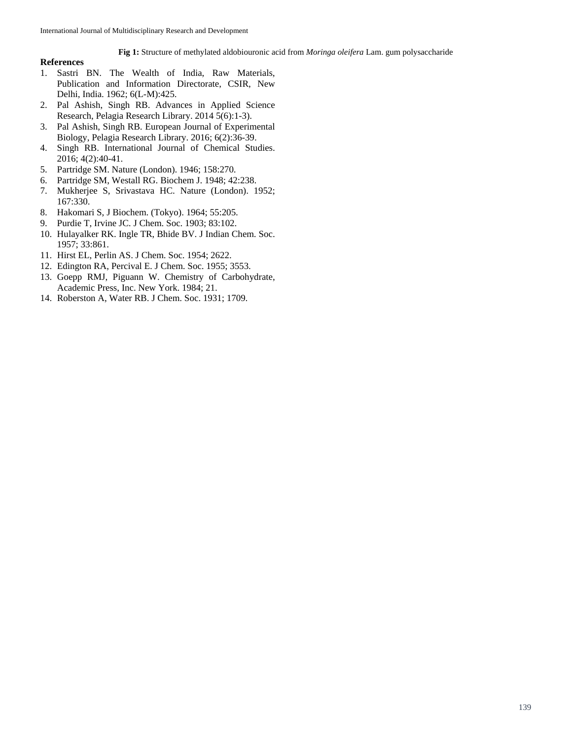**Fig 1:** Structure of methylated aldobiouronic acid from *Moringa oleifera* Lam. gum polysaccharide

## References

1. Sastri BN. The Wealth of India, Raw Materials, Publication and Information Directorate, CSIR, New Delhi, India. 1962; 6(L-M):425.
2. Pal Ashish, Singh RB. Advances in Applied Science Research, Pelagia Research Library. 2014 5(6):1-3).
3. Pal Ashish, Singh RB. European Journal of Experimental Biology, Pelagia Research Library. 2016; 6(2):36-39.
4. Singh RB. International Journal of Chemical Studies. 2016; 4(2):40-41.
5. Partridge SM. Nature (London). 1946; 158:270.
6. Partridge SM, Westall RG. Biochem J. 1948; 42:238.
7. Mukherjee S, Srivastava HC. Nature (London). 1952; 167:330.
8. Hakomari S, J Biochem. (Tokyo). 1964; 55:205.
9. Purdie T, Irvine JC. J Chem. Soc. 1903; 83:102.
10. Hulayalker RK. Ingle TR, Bhide BV. J Indian Chem. Soc. 1957; 33:861.
11. Hirst EL, Perlin AS. J Chem. Soc. 1954; 2622.
12. Edington RA, Percival E. J Chem. Soc. 1955; 3553.
13. Goepp RMJ, Piguann W. Chemistry of Carbohydrate, Academic Press, Inc. New York. 1984; 21.
14. Roberston A, Water RB. J Chem. Soc. 1931; 1709.